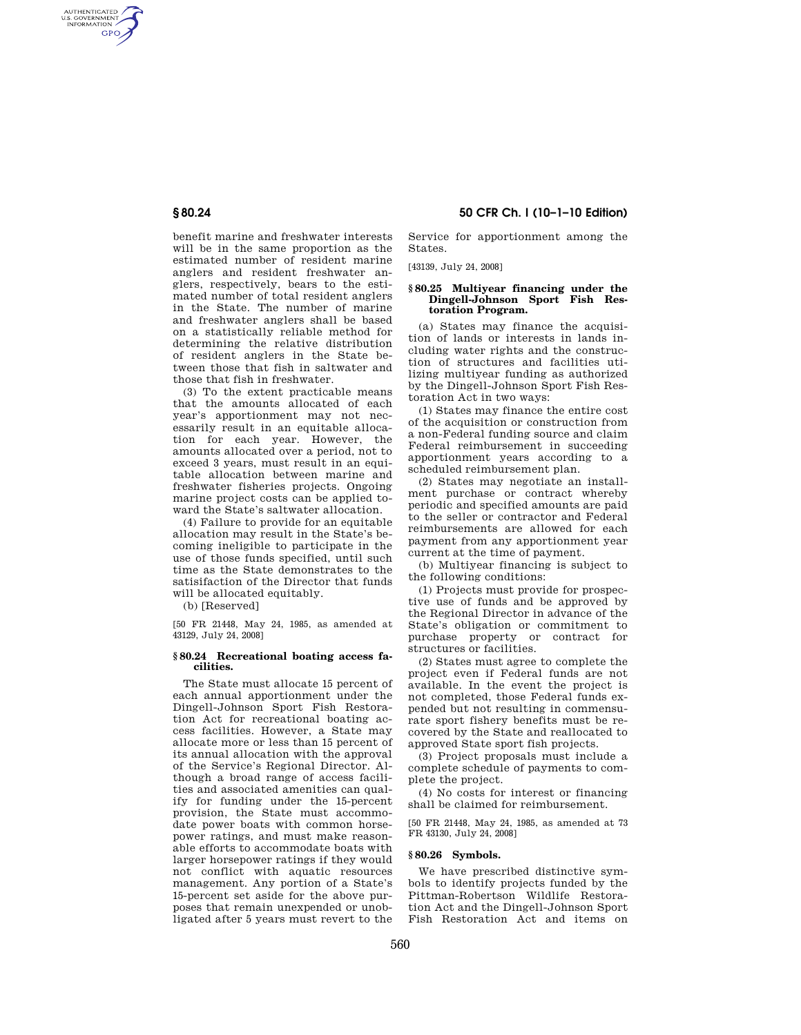benefit marine and freshwater interests will be in the same proportion as the estimated number of resident marine anglers and resident freshwater anglers, respectively, bears to the estimated number of total resident anglers in the State. The number of marine and freshwater anglers shall be based on a statistically reliable method for determining the relative distribution of resident anglers in the State between those that fish in saltwater and those that fish in freshwater.

(3) To the extent practicable means that the amounts allocated of each year's apportionment may not necessarily result in an equitable allocation for each year. However, the amounts allocated over a period, not to exceed 3 years, must result in an equitable allocation between marine and freshwater fisheries projects. Ongoing marine project costs can be applied toward the State's saltwater allocation.

(4) Failure to provide for an equitable allocation may result in the State's becoming ineligible to participate in the use of those funds specified, until such time as the State demonstrates to the satisifaction of the Director that funds will be allocated equitably.

(b) [Reserved]

[50 FR 21448, May 24, 1985, as amended at 43129, July 24, 2008]

## § 80.24 Recreational boating access facilities.

The State must allocate 15 percent of each annual apportionment under the Dingell-Johnson Sport Fish Restoration Act for recreational boating access facilities. However, a State may allocate more or less than 15 percent of its annual allocation with the approval of the Service's Regional Director. Although a broad range of access facilities and associated amenities can qualify for funding under the 15-percent provision, the State must accommodate power boats with common horsepower ratings, and must make reasonable efforts to accommodate boats with larger horsepower ratings if they would not conflict with aquatic resources management. Any portion of a State's 15-percent set aside for the above purposes that remain unexpended or unobligated after 5 years must revert to the Service for apportionment among the States.

[43139, July 24, 2008]

## § 80.25 Multiyear financing under the Dingell-Johnson Sport Fish Restoration Program.

(a) States may finance the acquisition of lands or interests in lands including water rights and the construction of structures and facilities utilizing multiyear funding as authorized by the Dingell-Johnson Sport Fish Restoration Act in two ways:

(1) States may finance the entire cost of the acquisition or construction from a non-Federal funding source and claim Federal reimbursement in succeeding apportionment years according to a scheduled reimbursement plan.

(2) States may negotiate an installment purchase or contract whereby periodic and specified amounts are paid to the seller or contractor and Federal reimbursements are allowed for each payment from any apportionment year current at the time of payment.

(b) Multiyear financing is subject to the following conditions:

(1) Projects must provide for prospective use of funds and be approved by the Regional Director in advance of the State's obligation or commitment to purchase property or contract for structures or facilities.

(2) States must agree to complete the project even if Federal funds are not available. In the event the project is not completed, those Federal funds expended but not resulting in commensurate sport fishery benefits must be recovered by the State and reallocated to approved State sport fish projects.

(3) Project proposals must include a complete schedule of payments to complete the project.

(4) No costs for interest or financing shall be claimed for reimbursement.

[50 FR 21448, May 24, 1985, as amended at 73 FR 43130, July 24, 2008]

## § 80.26 Symbols.

We have prescribed distinctive symbols to identify projects funded by the Pittman-Robertson Wildlife Restoration Act and the Dingell-Johnson Sport Fish Restoration Act and items on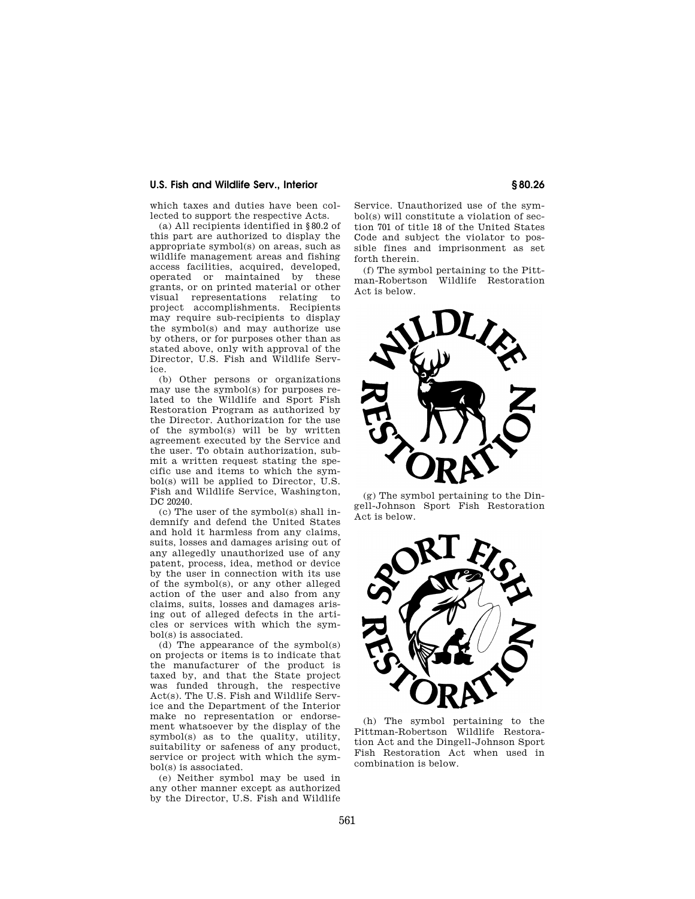which taxes and duties have been collected to support the respective Acts.

(a) All recipients identified in §80.2 of this part are authorized to display the appropriate symbol(s) on areas, such as wildlife management areas and fishing access facilities, acquired, developed, operated or maintained by these grants, or on printed material or other visual representations relating to project accomplishments. Recipients may require sub-recipients to display the symbol(s) and may authorize use by others, or for purposes other than as stated above, only with approval of the Director, U.S. Fish and Wildlife Service.

(b) Other persons or organizations may use the symbol(s) for purposes related to the Wildlife and Sport Fish Restoration Program as authorized by the Director. Authorization for the use of the symbol(s) will be by written agreement executed by the Service and the user. To obtain authorization, submit a written request stating the specific use and items to which the symbol(s) will be applied to Director, U.S. Fish and Wildlife Service, Washington, DC 20240.

(c) The user of the symbol(s) shall indemnify and defend the United States and hold it harmless from any claims, suits, losses and damages arising out of any allegedly unauthorized use of any patent, process, idea, method or device by the user in connection with its use of the symbol(s), or any other alleged action of the user and also from any claims, suits, losses and damages arising out of alleged defects in the articles or services with which the symbol(s) is associated.

(d) The appearance of the symbol(s) on projects or items is to indicate that the manufacturer of the product is taxed by, and that the State project was funded through, the respective Act(s). The U.S. Fish and Wildlife Service and the Department of the Interior make no representation or endorsement whatsoever by the display of the symbol(s) as to the quality, utility, suitability or safeness of any product, service or project with which the symbol(s) is associated.

(e) Neither symbol may be used in any other manner except as authorized by the Director, U.S. Fish and Wildlife Service. Unauthorized use of the symbol(s) will constitute a violation of section 701 of title 18 of the United States Code and subject the violator to possible fines and imprisonment as set forth therein.

(f) The symbol pertaining to the Pittman-Robertson Wildlife Restoration Act is below.

(g) The symbol pertaining to the Dingell-Johnson Sport Fish Restoration Act is below.

(h) The symbol pertaining to the Pittman-Robertson Wildlife Restoration Act and the Dingell-Johnson Sport Fish Restoration Act when used in combination is below.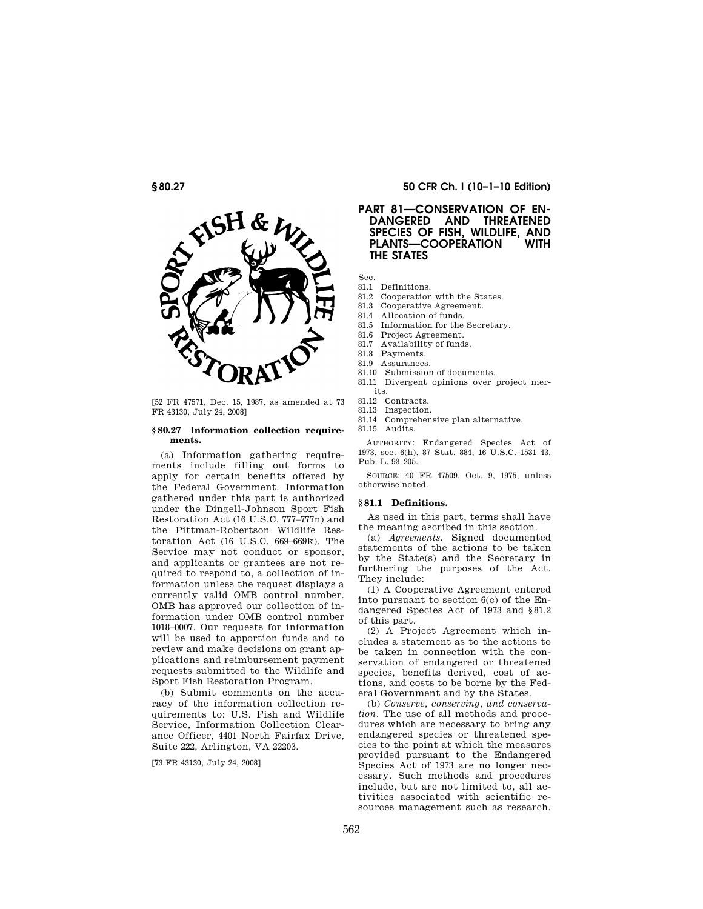[52 FR 47571, Dec. 15, 1987, as amended at 73 FR 43130, July 24, 2008]

### § 80.27 Information collection requirements.

(a) Information gathering requirements include filling out forms to apply for certain benefits offered by the Federal Government. Information gathered under this part is authorized under the Dingell-Johnson Sport Fish Restoration Act (16 U.S.C. 777–777n) and the Pittman-Robertson Wildlife Restoration Act (16 U.S.C. 669–669k). The Service may not conduct or sponsor, and applicants or grantees are not required to respond to, a collection of information unless the request displays a currently valid OMB control number. OMB has approved our collection of information under OMB control number 1018–0007. Our requests for information will be used to apportion funds and to review and make decisions on grant applications and reimbursement payment requests submitted to the Wildlife and Sport Fish Restoration Program.

(b) Submit comments on the accuracy of the information collection requirements to: U.S. Fish and Wildlife Service, Information Collection Clearance Officer, 4401 North Fairfax Drive, Suite 222, Arlington, VA 22203.

[73 FR 43130, July 24, 2008]

## PART 81—CONSERVATION OF ENDANGERED AND THREATENED SPECIES OF FISH, WILDLIFE, AND PLANTS—COOPERATION WITH THE STATES

Sec.
81.1 Definitions.
81.2 Cooperation with the States.
81.3 Cooperative Agreement.
81.4 Allocation of funds.
81.5 Information for the Secretary.
81.6 Project Agreement.
81.7 Availability of funds.
81.8 Payments.
81.9 Assurances.
81.10 Submission of documents.
81.11 Divergent opinions over project merits.
81.12 Contracts.
81.13 Inspection.
81.14 Comprehensive plan alternative.
81.15 Audits.

AUTHORITY: Endangered Species Act of 1973, sec. 6(h), 87 Stat. 884, 16 U.S.C. 1531–43, Pub. L. 93–205.

SOURCE: 40 FR 47509, Oct. 9, 1975, unless otherwise noted.

### § 81.1 Definitions.

As used in this part, terms shall have the meaning ascribed in this section.

(a) *Agreements.* Signed documented statements of the actions to be taken by the State(s) and the Secretary in furthering the purposes of the Act. They include:

(1) A Cooperative Agreement entered into pursuant to section 6(c) of the Endangered Species Act of 1973 and § 81.2 of this part.

(2) A Project Agreement which includes a statement as to the actions to be taken in connection with the conservation of endangered or threatened species, benefits derived, cost of actions, and costs to be borne by the Federal Government and by the States.

(b) *Conserve, conserving, and conservation.* The use of all methods and procedures which are necessary to bring any endangered species or threatened species to the point at which the measures provided pursuant to the Endangered Species Act of 1973 are no longer necessary. Such methods and procedures include, but are not limited to, all activities associated with scientific resources management such as research,